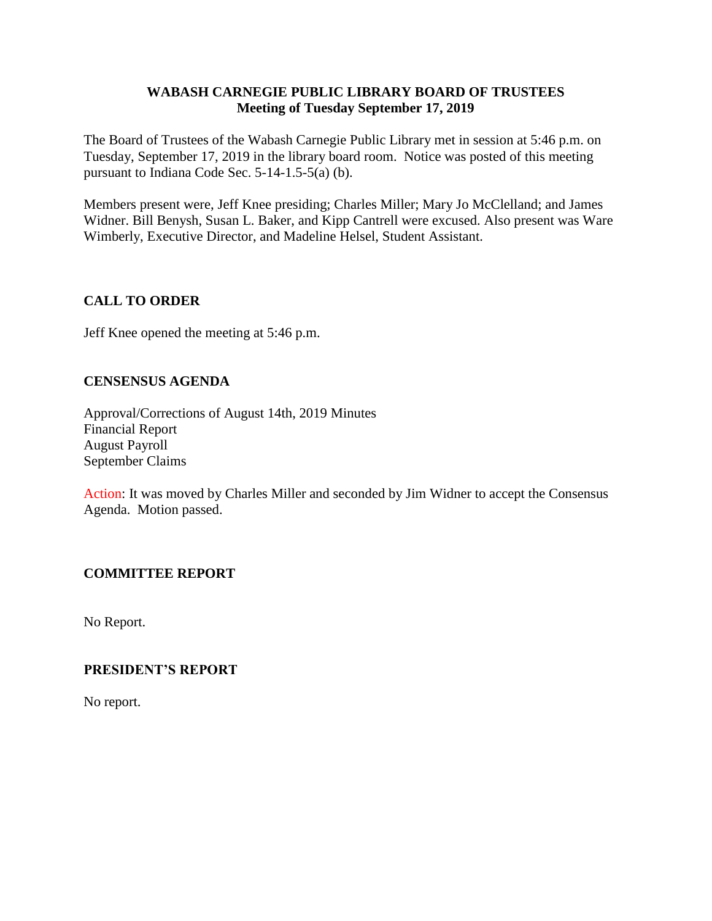**WABASH CARNEGIE PUBLIC LIBRARY BOARD OF TRUSTEES**
**Meeting of Tuesday September 17, 2019**

The Board of Trustees of the Wabash Carnegie Public Library met in session at 5:46 p.m. on Tuesday, September 17, 2019 in the library board room. Notice was posted of this meeting pursuant to Indiana Code Sec. 5-14-1.5-5(a) (b).

Members present were, Jeff Knee presiding; Charles Miller; Mary Jo McClelland; and James Widner. Bill Benysh, Susan L. Baker, and Kipp Cantrell were excused. Also present was Ware Wimberly, Executive Director, and Madeline Helsel, Student Assistant.

## CALL TO ORDER

Jeff Knee opened the meeting at 5:46 p.m.

## CENSENSUS AGENDA

Approval/Corrections of August 14th, 2019 Minutes
Financial Report
August Payroll
September Claims

Action: It was moved by Charles Miller and seconded by Jim Widner to accept the Consensus Agenda. Motion passed.

## COMMITTEE REPORT

No Report.

## PRESIDENT'S REPORT

No report.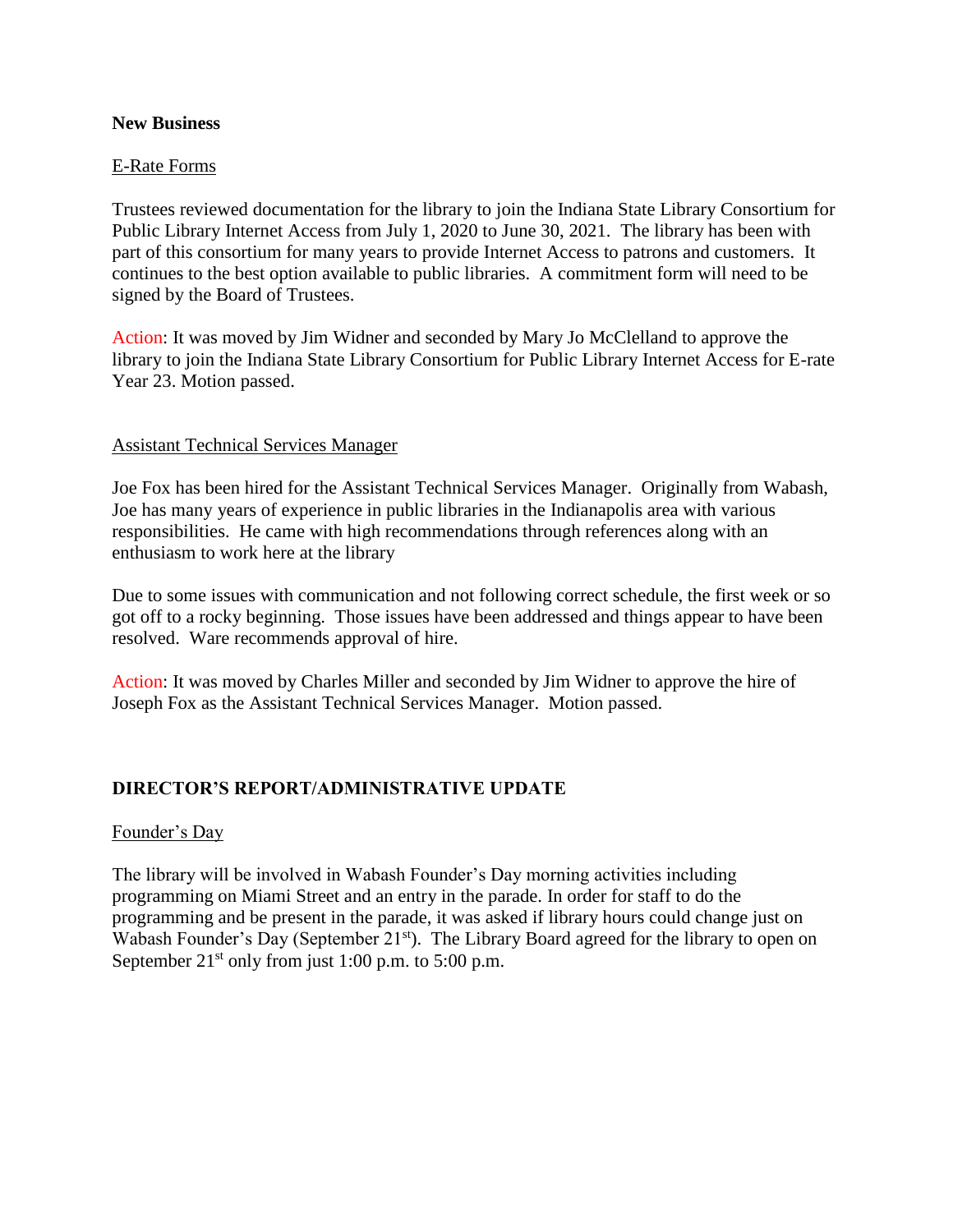**New Business**

E-Rate Forms

Trustees reviewed documentation for the library to join the Indiana State Library Consortium for Public Library Internet Access from July 1, 2020 to June 30, 2021. The library has been with part of this consortium for many years to provide Internet Access to patrons and customers. It continues to the best option available to public libraries. A commitment form will need to be signed by the Board of Trustees.

Action: It was moved by Jim Widner and seconded by Mary Jo McClelland to approve the library to join the Indiana State Library Consortium for Public Library Internet Access for E-rate Year 23. Motion passed.

Assistant Technical Services Manager

Joe Fox has been hired for the Assistant Technical Services Manager. Originally from Wabash, Joe has many years of experience in public libraries in the Indianapolis area with various responsibilities. He came with high recommendations through references along with an enthusiasm to work here at the library

Due to some issues with communication and not following correct schedule, the first week or so got off to a rocky beginning. Those issues have been addressed and things appear to have been resolved. Ware recommends approval of hire.

Action: It was moved by Charles Miller and seconded by Jim Widner to approve the hire of Joseph Fox as the Assistant Technical Services Manager. Motion passed.

**DIRECTOR'S REPORT/ADMINISTRATIVE UPDATE**

Founder's Day

The library will be involved in Wabash Founder's Day morning activities including programming on Miami Street and an entry in the parade. In order for staff to do the programming and be present in the parade, it was asked if library hours could change just on Wabash Founder's Day (September 21st). The Library Board agreed for the library to open on September 21st only from just 1:00 p.m. to 5:00 p.m.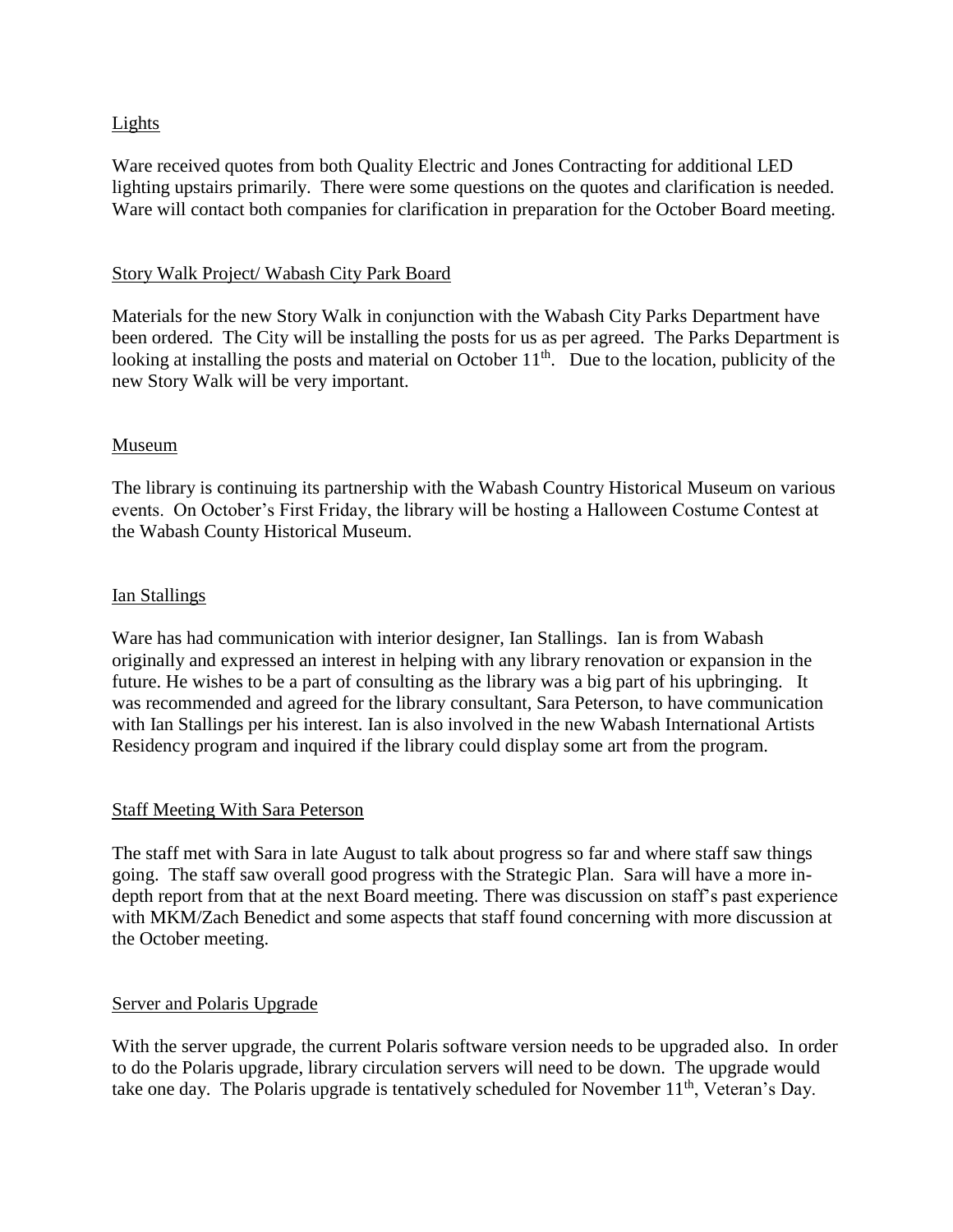## Lights

Ware received quotes from both Quality Electric and Jones Contracting for additional LED lighting upstairs primarily. There were some questions on the quotes and clarification is needed. Ware will contact both companies for clarification in preparation for the October Board meeting.

## Story Walk Project/ Wabash City Park Board

Materials for the new Story Walk in conjunction with the Wabash City Parks Department have been ordered. The City will be installing the posts for us as per agreed. The Parks Department is looking at installing the posts and material on October 11th. Due to the location, publicity of the new Story Walk will be very important.

## Museum

The library is continuing its partnership with the Wabash Country Historical Museum on various events. On October's First Friday, the library will be hosting a Halloween Costume Contest at the Wabash County Historical Museum.

## Ian Stallings

Ware has had communication with interior designer, Ian Stallings. Ian is from Wabash originally and expressed an interest in helping with any library renovation or expansion in the future. He wishes to be a part of consulting as the library was a big part of his upbringing. It was recommended and agreed for the library consultant, Sara Peterson, to have communication with Ian Stallings per his interest. Ian is also involved in the new Wabash International Artists Residency program and inquired if the library could display some art from the program.

## Staff Meeting With Sara Peterson

The staff met with Sara in late August to talk about progress so far and where staff saw things going. The staff saw overall good progress with the Strategic Plan. Sara will have a more in-depth report from that at the next Board meeting. There was discussion on staff's past experience with MKM/Zach Benedict and some aspects that staff found concerning with more discussion at the October meeting.

## Server and Polaris Upgrade

With the server upgrade, the current Polaris software version needs to be upgraded also. In order to do the Polaris upgrade, library circulation servers will need to be down. The upgrade would take one day. The Polaris upgrade is tentatively scheduled for November 11th, Veteran's Day.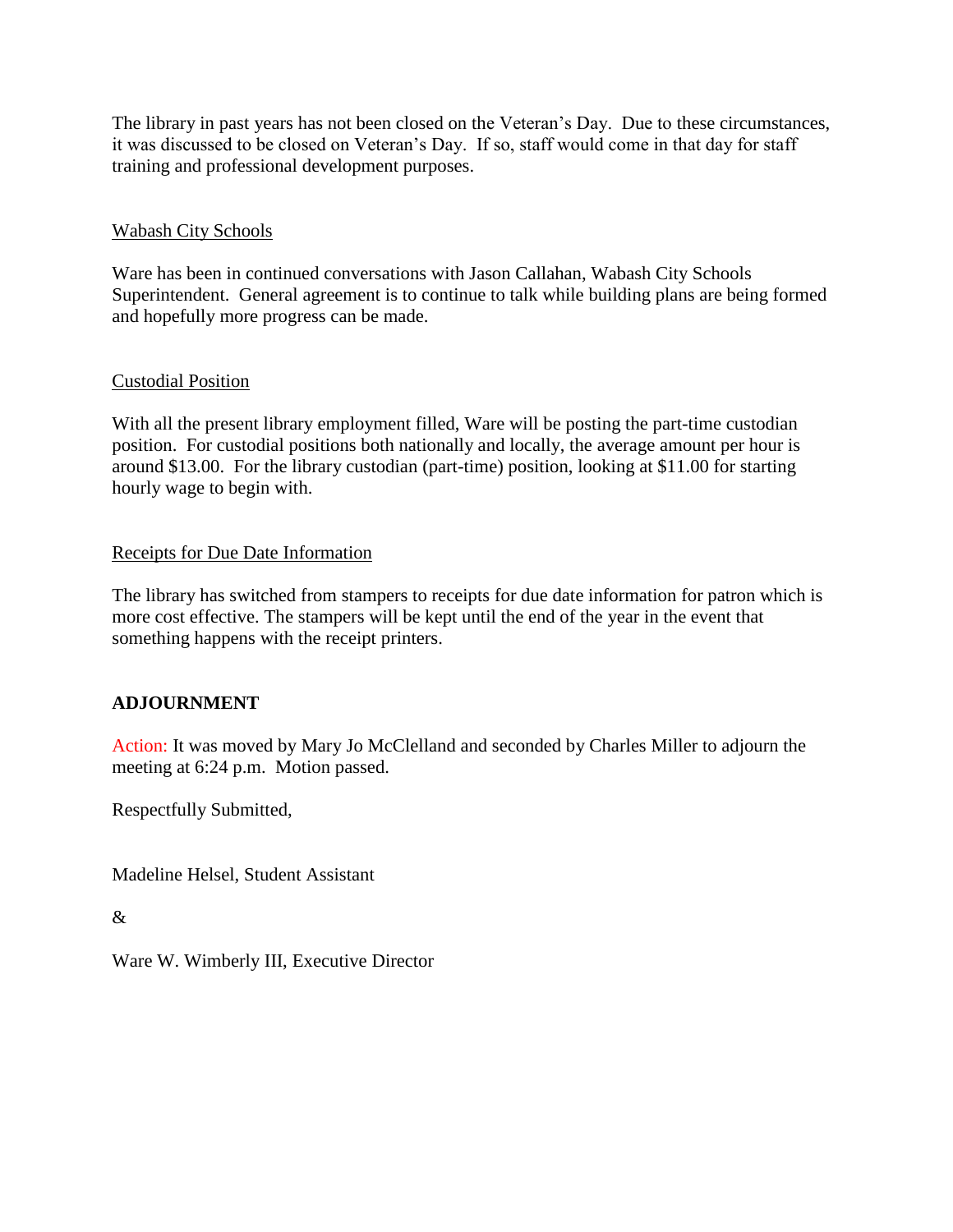The library in past years has not been closed on the Veteran's Day. Due to these circumstances, it was discussed to be closed on Veteran's Day. If so, staff would come in that day for staff training and professional development purposes.

Wabash City Schools

Ware has been in continued conversations with Jason Callahan, Wabash City Schools Superintendent. General agreement is to continue to talk while building plans are being formed and hopefully more progress can be made.

Custodial Position

With all the present library employment filled, Ware will be posting the part-time custodian position. For custodial positions both nationally and locally, the average amount per hour is around $13.00. For the library custodian (part-time) position, looking at $11.00 for starting hourly wage to begin with.

Receipts for Due Date Information

The library has switched from stampers to receipts for due date information for patron which is more cost effective. The stampers will be kept until the end of the year in the event that something happens with the receipt printers.

**ADJOURNMENT**

Action: It was moved by Mary Jo McClelland and seconded by Charles Miller to adjourn the meeting at 6:24 p.m. Motion passed.

Respectfully Submitted,

Madeline Helsel, Student Assistant

&

Ware W. Wimberly III, Executive Director